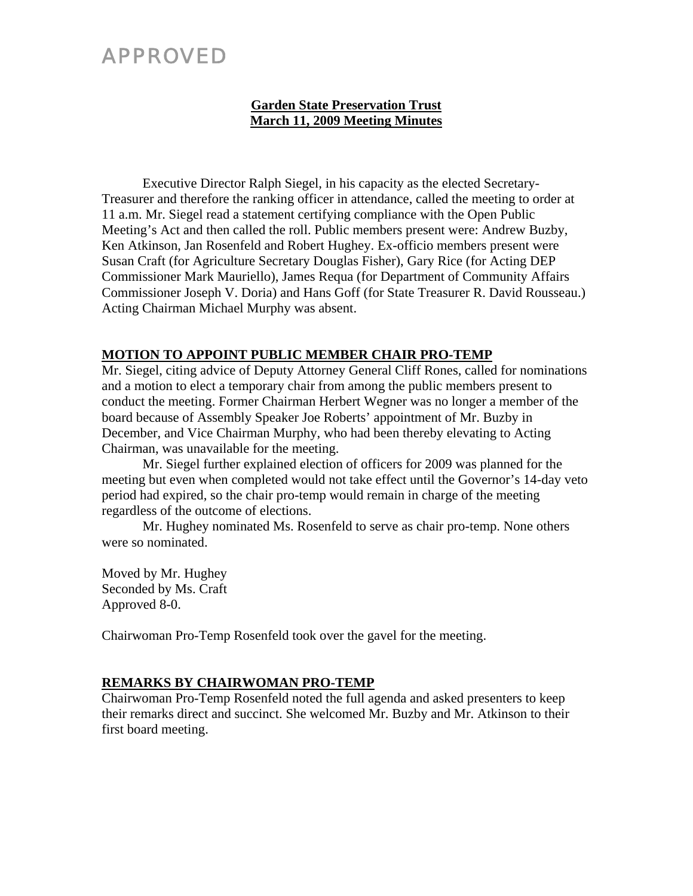APPROVED

## Garden State Preservation Trust
## March 11, 2009 Meeting Minutes

Executive Director Ralph Siegel, in his capacity as the elected Secretary-Treasurer and therefore the ranking officer in attendance, called the meeting to order at 11 a.m. Mr. Siegel read a statement certifying compliance with the Open Public Meeting's Act and then called the roll. Public members present were: Andrew Buzby, Ken Atkinson, Jan Rosenfeld and Robert Hughey. Ex-officio members present were Susan Craft (for Agriculture Secretary Douglas Fisher), Gary Rice (for Acting DEP Commissioner Mark Mauriello), James Requa (for Department of Community Affairs Commissioner Joseph V. Doria) and Hans Goff (for State Treasurer R. David Rousseau.) Acting Chairman Michael Murphy was absent.

### MOTION TO APPOINT PUBLIC MEMBER CHAIR PRO-TEMP

Mr. Siegel, citing advice of Deputy Attorney General Cliff Rones, called for nominations and a motion to elect a temporary chair from among the public members present to conduct the meeting. Former Chairman Herbert Wegner was no longer a member of the board because of Assembly Speaker Joe Roberts' appointment of Mr. Buzby in December, and Vice Chairman Murphy, who had been thereby elevating to Acting Chairman, was unavailable for the meeting.

Mr. Siegel further explained election of officers for 2009 was planned for the meeting but even when completed would not take effect until the Governor's 14-day veto period had expired, so the chair pro-temp would remain in charge of the meeting regardless of the outcome of elections.

Mr. Hughey nominated Ms. Rosenfeld to serve as chair pro-temp. None others were so nominated.

Moved by Mr. Hughey
Seconded by Ms. Craft
Approved 8-0.

Chairwoman Pro-Temp Rosenfeld took over the gavel for the meeting.

### REMARKS BY CHAIRWOMAN PRO-TEMP

Chairwoman Pro-Temp Rosenfeld noted the full agenda and asked presenters to keep their remarks direct and succinct. She welcomed Mr. Buzby and Mr. Atkinson to their first board meeting.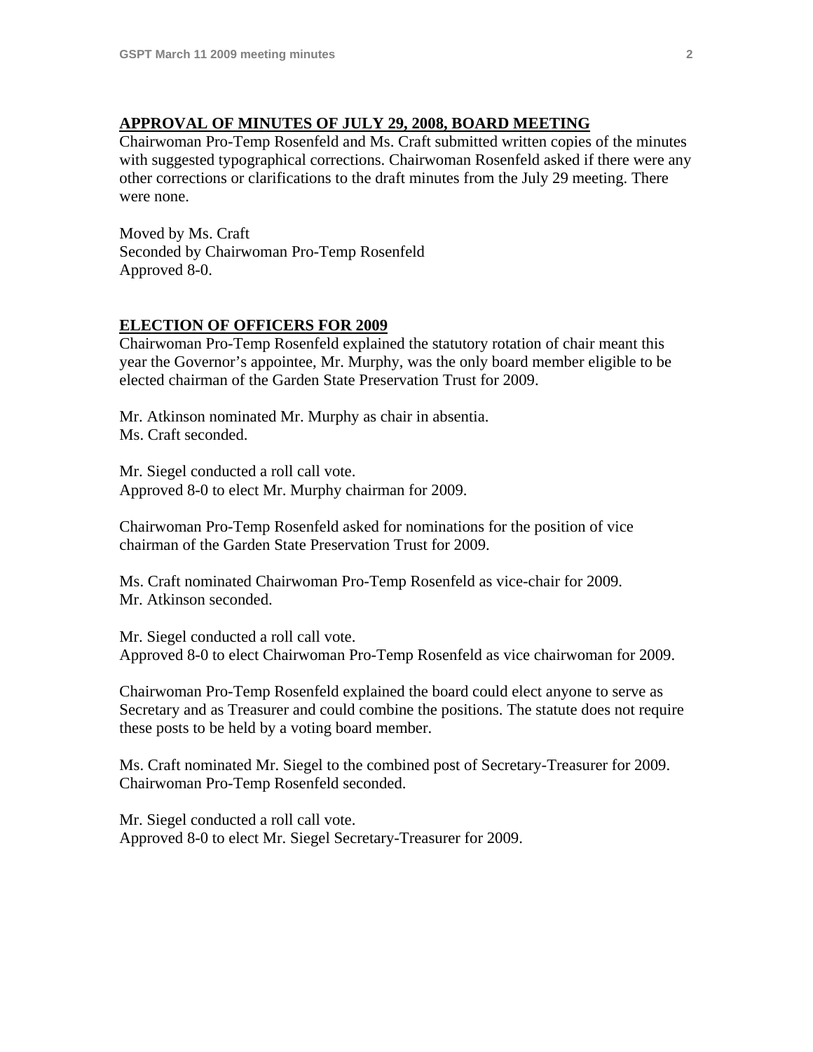## APPROVAL OF MINUTES OF JULY 29, 2008, BOARD MEETING

Chairwoman Pro-Temp Rosenfeld and Ms. Craft submitted written copies of the minutes with suggested typographical corrections. Chairwoman Rosenfeld asked if there were any other corrections or clarifications to the draft minutes from the July 29 meeting. There were none.

Moved by Ms. Craft
Seconded by Chairwoman Pro-Temp Rosenfeld
Approved 8-0.

## ELECTION OF OFFICERS FOR 2009

Chairwoman Pro-Temp Rosenfeld explained the statutory rotation of chair meant this year the Governor's appointee, Mr. Murphy, was the only board member eligible to be elected chairman of the Garden State Preservation Trust for 2009.

Mr. Atkinson nominated Mr. Murphy as chair in absentia.
Ms. Craft seconded.

Mr. Siegel conducted a roll call vote.
Approved 8-0 to elect Mr. Murphy chairman for 2009.

Chairwoman Pro-Temp Rosenfeld asked for nominations for the position of vice chairman of the Garden State Preservation Trust for 2009.

Ms. Craft nominated Chairwoman Pro-Temp Rosenfeld as vice-chair for 2009.
Mr. Atkinson seconded.

Mr. Siegel conducted a roll call vote.
Approved 8-0 to elect Chairwoman Pro-Temp Rosenfeld as vice chairwoman for 2009.

Chairwoman Pro-Temp Rosenfeld explained the board could elect anyone to serve as Secretary and as Treasurer and could combine the positions. The statute does not require these posts to be held by a voting board member.

Ms. Craft nominated Mr. Siegel to the combined post of Secretary-Treasurer for 2009.
Chairwoman Pro-Temp Rosenfeld seconded.

Mr. Siegel conducted a roll call vote.
Approved 8-0 to elect Mr. Siegel Secretary-Treasurer for 2009.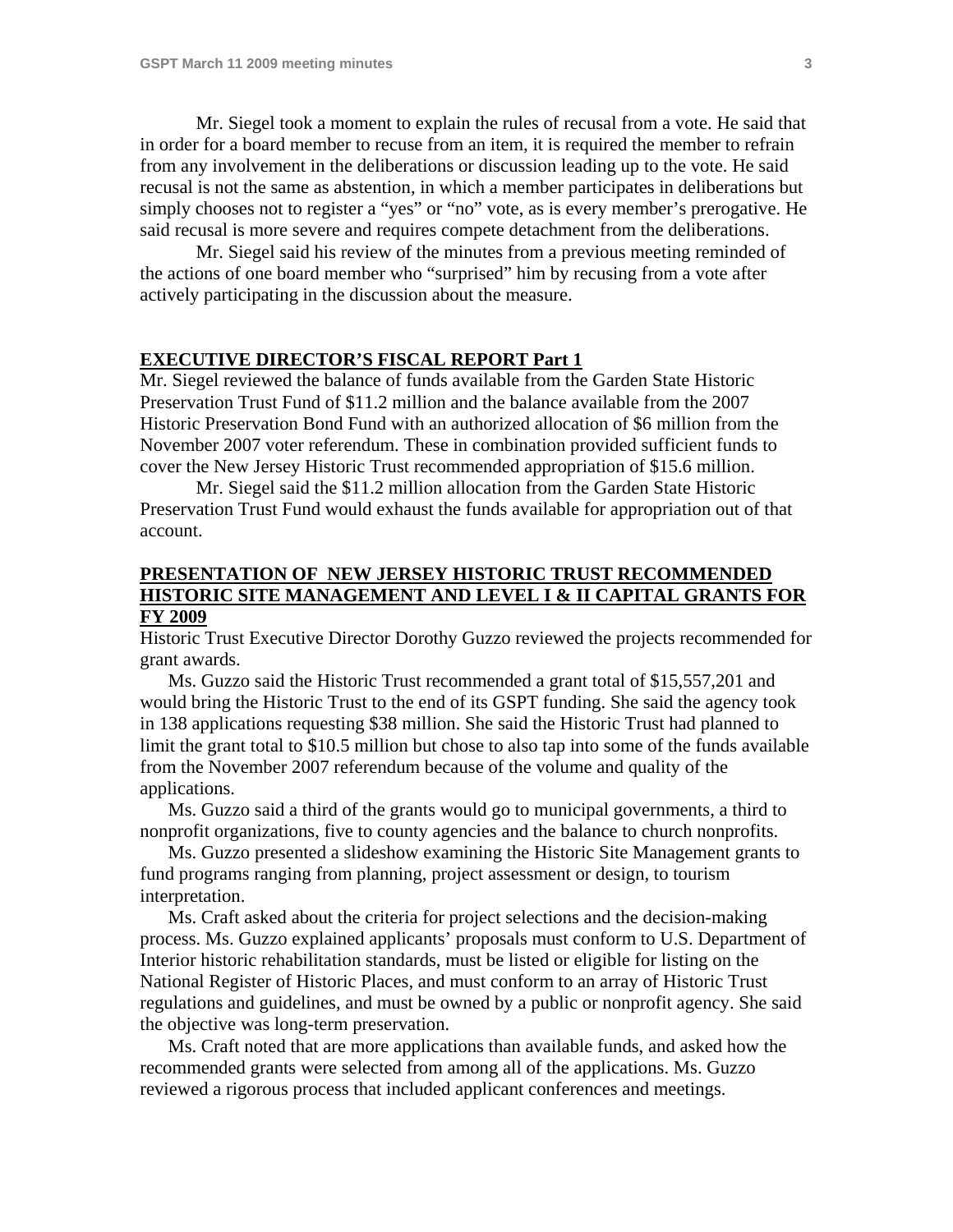Mr. Siegel took a moment to explain the rules of recusal from a vote. He said that in order for a board member to recuse from an item, it is required the member to refrain from any involvement in the deliberations or discussion leading up to the vote. He said recusal is not the same as abstention, in which a member participates in deliberations but simply chooses not to register a "yes" or "no" vote, as is every member's prerogative. He said recusal is more severe and requires compete detachment from the deliberations.

Mr. Siegel said his review of the minutes from a previous meeting reminded of the actions of one board member who "surprised" him by recusing from a vote after actively participating in the discussion about the measure.

## EXECUTIVE DIRECTOR'S FISCAL REPORT Part 1

Mr. Siegel reviewed the balance of funds available from the Garden State Historic Preservation Trust Fund of $11.2 million and the balance available from the 2007 Historic Preservation Bond Fund with an authorized allocation of $6 million from the November 2007 voter referendum. These in combination provided sufficient funds to cover the New Jersey Historic Trust recommended appropriation of $15.6 million.

Mr. Siegel said the $11.2 million allocation from the Garden State Historic Preservation Trust Fund would exhaust the funds available for appropriation out of that account.

## PRESENTATION OF NEW JERSEY HISTORIC TRUST RECOMMENDED HISTORIC SITE MANAGEMENT AND LEVEL I & II CAPITAL GRANTS FOR FY 2009

Historic Trust Executive Director Dorothy Guzzo reviewed the projects recommended for grant awards.

Ms. Guzzo said the Historic Trust recommended a grant total of $15,557,201 and would bring the Historic Trust to the end of its GSPT funding. She said the agency took in 138 applications requesting $38 million. She said the Historic Trust had planned to limit the grant total to $10.5 million but chose to also tap into some of the funds available from the November 2007 referendum because of the volume and quality of the applications.

Ms. Guzzo said a third of the grants would go to municipal governments, a third to nonprofit organizations, five to county agencies and the balance to church nonprofits.

Ms. Guzzo presented a slideshow examining the Historic Site Management grants to fund programs ranging from planning, project assessment or design, to tourism interpretation.

Ms. Craft asked about the criteria for project selections and the decision-making process. Ms. Guzzo explained applicants' proposals must conform to U.S. Department of Interior historic rehabilitation standards, must be listed or eligible for listing on the National Register of Historic Places, and must conform to an array of Historic Trust regulations and guidelines, and must be owned by a public or nonprofit agency. She said the objective was long-term preservation.

Ms. Craft noted that are more applications than available funds, and asked how the recommended grants were selected from among all of the applications. Ms. Guzzo reviewed a rigorous process that included applicant conferences and meetings.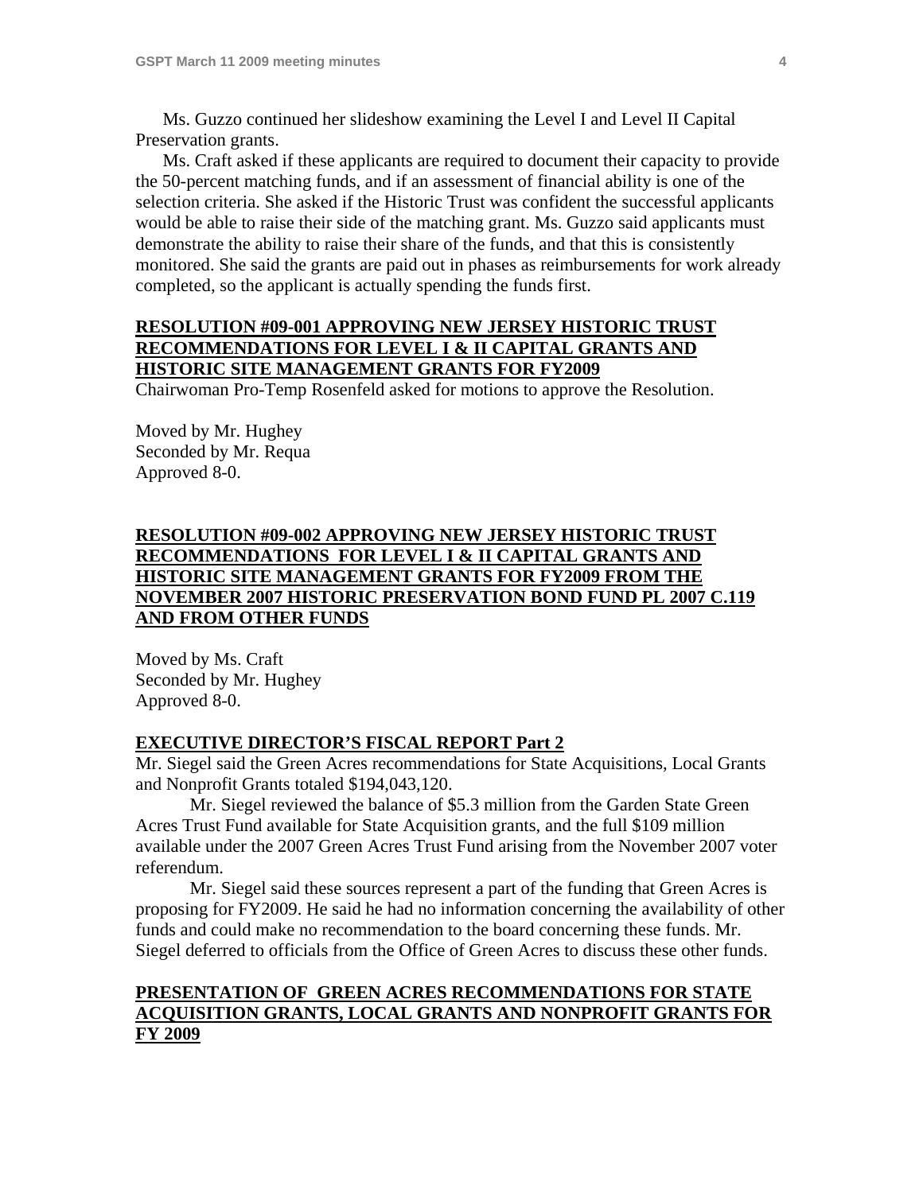Ms. Guzzo continued her slideshow examining the Level I and Level II Capital Preservation grants.

Ms. Craft asked if these applicants are required to document their capacity to provide the 50-percent matching funds, and if an assessment of financial ability is one of the selection criteria. She asked if the Historic Trust was confident the successful applicants would be able to raise their side of the matching grant. Ms. Guzzo said applicants must demonstrate the ability to raise their share of the funds, and that this is consistently monitored. She said the grants are paid out in phases as reimbursements for work already completed, so the applicant is actually spending the funds first.

**RESOLUTION #09-001 APPROVING NEW JERSEY HISTORIC TRUST RECOMMENDATIONS FOR LEVEL I & II CAPITAL GRANTS AND HISTORIC SITE MANAGEMENT GRANTS FOR FY2009**

Chairwoman Pro-Temp Rosenfeld asked for motions to approve the Resolution.

Moved by Mr. Hughey
Seconded by Mr. Requa
Approved 8-0.

**RESOLUTION #09-002 APPROVING NEW JERSEY HISTORIC TRUST RECOMMENDATIONS FOR LEVEL I & II CAPITAL GRANTS AND HISTORIC SITE MANAGEMENT GRANTS FOR FY2009 FROM THE NOVEMBER 2007 HISTORIC PRESERVATION BOND FUND PL 2007 C.119 AND FROM OTHER FUNDS**

Moved by Ms. Craft
Seconded by Mr. Hughey
Approved 8-0.

**EXECUTIVE DIRECTOR'S FISCAL REPORT Part 2**

Mr. Siegel said the Green Acres recommendations for State Acquisitions, Local Grants and Nonprofit Grants totaled $194,043,120.

Mr. Siegel reviewed the balance of $5.3 million from the Garden State Green Acres Trust Fund available for State Acquisition grants, and the full $109 million available under the 2007 Green Acres Trust Fund arising from the November 2007 voter referendum.

Mr. Siegel said these sources represent a part of the funding that Green Acres is proposing for FY2009. He said he had no information concerning the availability of other funds and could make no recommendation to the board concerning these funds. Mr. Siegel deferred to officials from the Office of Green Acres to discuss these other funds.

**PRESENTATION OF GREEN ACRES RECOMMENDATIONS FOR STATE ACQUISITION GRANTS, LOCAL GRANTS AND NONPROFIT GRANTS FOR FY 2009**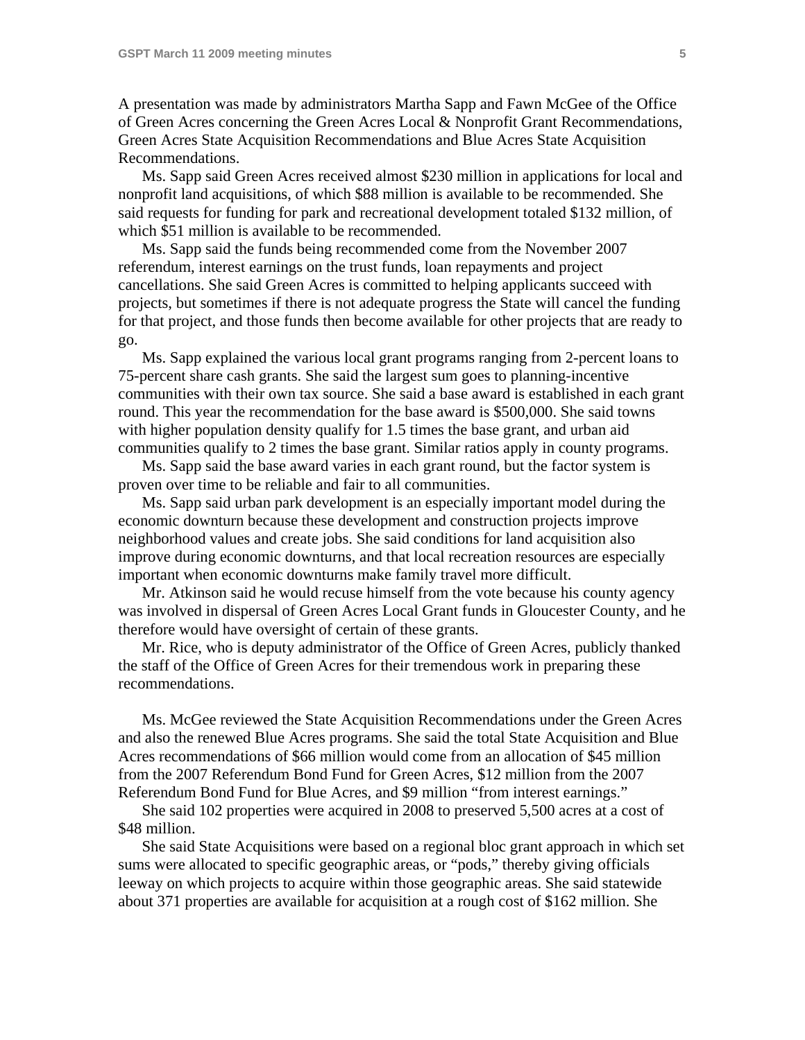A presentation was made by administrators Martha Sapp and Fawn McGee of the Office of Green Acres concerning the Green Acres Local & Nonprofit Grant Recommendations, Green Acres State Acquisition Recommendations and Blue Acres State Acquisition Recommendations.

Ms. Sapp said Green Acres received almost $230 million in applications for local and nonprofit land acquisitions, of which $88 million is available to be recommended. She said requests for funding for park and recreational development totaled $132 million, of which $51 million is available to be recommended.

Ms. Sapp said the funds being recommended come from the November 2007 referendum, interest earnings on the trust funds, loan repayments and project cancellations. She said Green Acres is committed to helping applicants succeed with projects, but sometimes if there is not adequate progress the State will cancel the funding for that project, and those funds then become available for other projects that are ready to go.

Ms. Sapp explained the various local grant programs ranging from 2-percent loans to 75-percent share cash grants. She said the largest sum goes to planning-incentive communities with their own tax source. She said a base award is established in each grant round. This year the recommendation for the base award is $500,000. She said towns with higher population density qualify for 1.5 times the base grant, and urban aid communities qualify to 2 times the base grant. Similar ratios apply in county programs.

Ms. Sapp said the base award varies in each grant round, but the factor system is proven over time to be reliable and fair to all communities.

Ms. Sapp said urban park development is an especially important model during the economic downturn because these development and construction projects improve neighborhood values and create jobs. She said conditions for land acquisition also improve during economic downturns, and that local recreation resources are especially important when economic downturns make family travel more difficult.

Mr. Atkinson said he would recuse himself from the vote because his county agency was involved in dispersal of Green Acres Local Grant funds in Gloucester County, and he therefore would have oversight of certain of these grants.

Mr. Rice, who is deputy administrator of the Office of Green Acres, publicly thanked the staff of the Office of Green Acres for their tremendous work in preparing these recommendations.

Ms. McGee reviewed the State Acquisition Recommendations under the Green Acres and also the renewed Blue Acres programs. She said the total State Acquisition and Blue Acres recommendations of $66 million would come from an allocation of $45 million from the 2007 Referendum Bond Fund for Green Acres, $12 million from the 2007 Referendum Bond Fund for Blue Acres, and $9 million "from interest earnings."

She said 102 properties were acquired in 2008 to preserved 5,500 acres at a cost of $48 million.

She said State Acquisitions were based on a regional bloc grant approach in which set sums were allocated to specific geographic areas, or "pods," thereby giving officials leeway on which projects to acquire within those geographic areas. She said statewide about 371 properties are available for acquisition at a rough cost of $162 million. She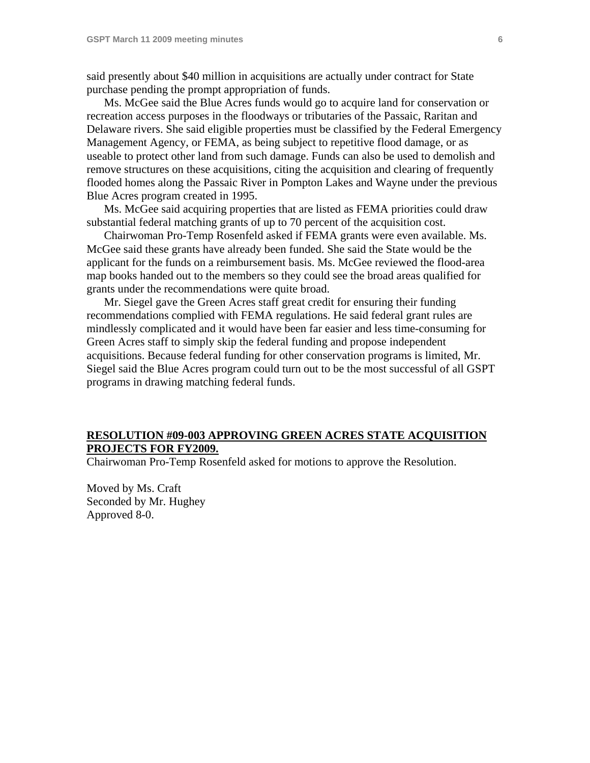said presently about $40 million in acquisitions are actually under contract for State purchase pending the prompt appropriation of funds.

Ms. McGee said the Blue Acres funds would go to acquire land for conservation or recreation access purposes in the floodways or tributaries of the Passaic, Raritan and Delaware rivers. She said eligible properties must be classified by the Federal Emergency Management Agency, or FEMA, as being subject to repetitive flood damage, or as useable to protect other land from such damage. Funds can also be used to demolish and remove structures on these acquisitions, citing the acquisition and clearing of frequently flooded homes along the Passaic River in Pompton Lakes and Wayne under the previous Blue Acres program created in 1995.

Ms. McGee said acquiring properties that are listed as FEMA priorities could draw substantial federal matching grants of up to 70 percent of the acquisition cost.

Chairwoman Pro-Temp Rosenfeld asked if FEMA grants were even available. Ms. McGee said these grants have already been funded. She said the State would be the applicant for the funds on a reimbursement basis. Ms. McGee reviewed the flood-area map books handed out to the members so they could see the broad areas qualified for grants under the recommendations were quite broad.

Mr. Siegel gave the Green Acres staff great credit for ensuring their funding recommendations complied with FEMA regulations. He said federal grant rules are mindlessly complicated and it would have been far easier and less time-consuming for Green Acres staff to simply skip the federal funding and propose independent acquisitions. Because federal funding for other conservation programs is limited, Mr. Siegel said the Blue Acres program could turn out to be the most successful of all GSPT programs in drawing matching federal funds.

**RESOLUTION #09-003 APPROVING GREEN ACRES STATE ACQUISITION PROJECTS FOR FY2009.**

Chairwoman Pro-Temp Rosenfeld asked for motions to approve the Resolution.

Moved by Ms. Craft
Seconded by Mr. Hughey
Approved 8-0.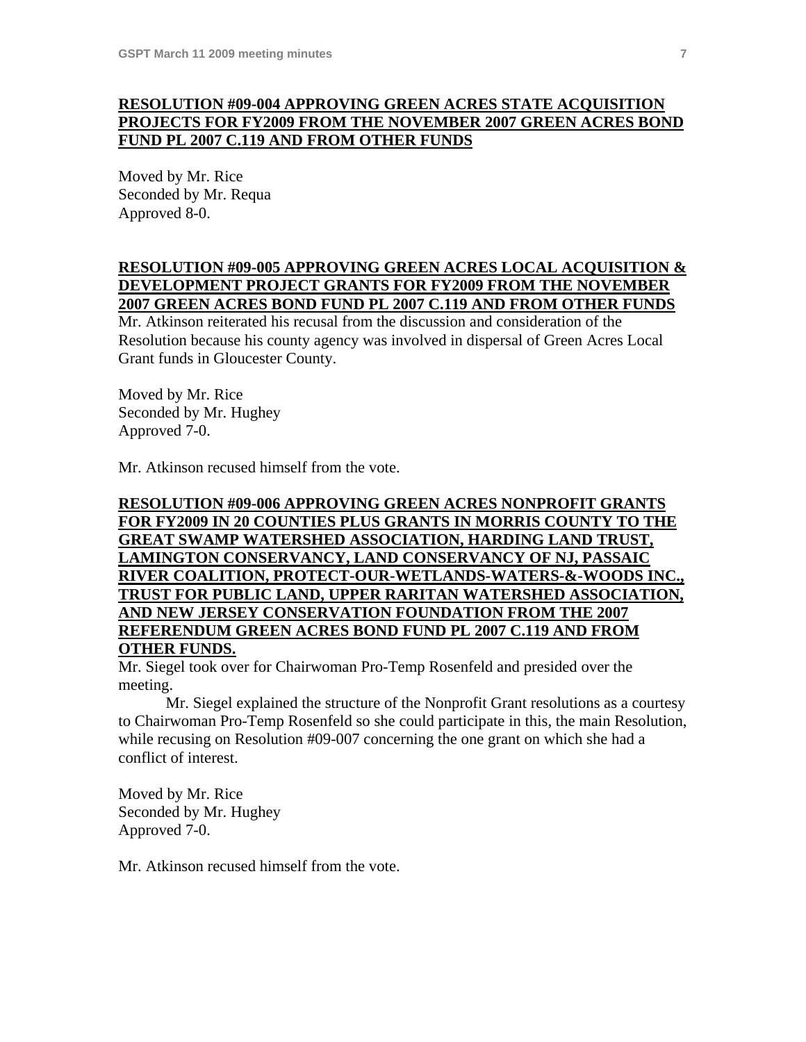**RESOLUTION #09-004 APPROVING GREEN ACRES STATE ACQUISITION PROJECTS FOR FY2009 FROM THE NOVEMBER 2007 GREEN ACRES BOND FUND PL 2007 C.119 AND FROM OTHER FUNDS**

Moved by Mr. Rice
Seconded by Mr. Requa
Approved 8-0.

**RESOLUTION #09-005 APPROVING GREEN ACRES LOCAL ACQUISITION & DEVELOPMENT PROJECT GRANTS FOR FY2009 FROM THE NOVEMBER 2007 GREEN ACRES BOND FUND PL 2007 C.119 AND FROM OTHER FUNDS**

Mr. Atkinson reiterated his recusal from the discussion and consideration of the Resolution because his county agency was involved in dispersal of Green Acres Local Grant funds in Gloucester County.

Moved by Mr. Rice
Seconded by Mr. Hughey
Approved 7-0.

Mr. Atkinson recused himself from the vote.

**RESOLUTION #09-006 APPROVING GREEN ACRES NONPROFIT GRANTS FOR FY2009 IN 20 COUNTIES PLUS GRANTS IN MORRIS COUNTY TO THE GREAT SWAMP WATERSHED ASSOCIATION, HARDING LAND TRUST, LAMINGTON CONSERVANCY, LAND CONSERVANCY OF NJ, PASSAIC RIVER COALITION, PROTECT-OUR-WETLANDS-WATERS-&-WOODS INC., TRUST FOR PUBLIC LAND, UPPER RARITAN WATERSHED ASSOCIATION, AND NEW JERSEY CONSERVATION FOUNDATION FROM THE 2007 REFERENDUM GREEN ACRES BOND FUND PL 2007 C.119 AND FROM OTHER FUNDS.**

Mr. Siegel took over for Chairwoman Pro-Temp Rosenfeld and presided over the meeting.

Mr. Siegel explained the structure of the Nonprofit Grant resolutions as a courtesy to Chairwoman Pro-Temp Rosenfeld so she could participate in this, the main Resolution, while recusing on Resolution #09-007 concerning the one grant on which she had a conflict of interest.

Moved by Mr. Rice
Seconded by Mr. Hughey
Approved 7-0.

Mr. Atkinson recused himself from the vote.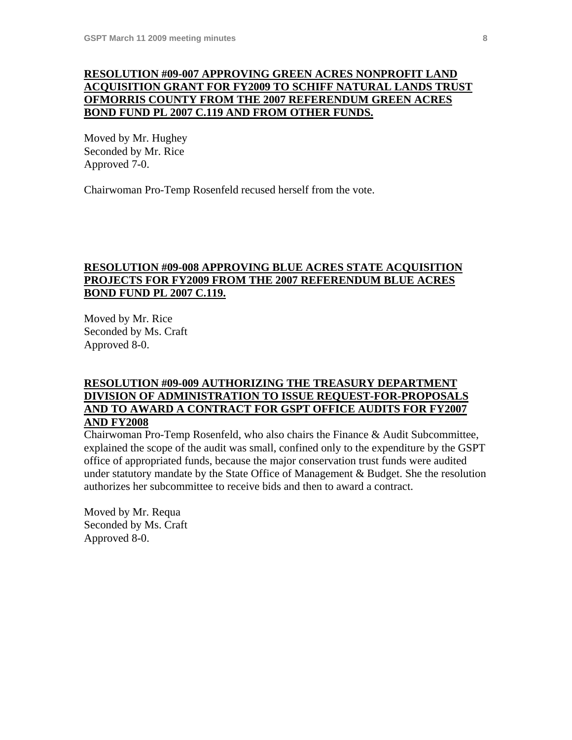**RESOLUTION #09-007 APPROVING GREEN ACRES NONPROFIT LAND ACQUISITION GRANT FOR FY2009 TO SCHIFF NATURAL LANDS TRUST OFMORRIS COUNTY FROM THE 2007 REFERENDUM GREEN ACRES BOND FUND PL 2007 C.119 AND FROM OTHER FUNDS.**

Moved by Mr. Hughey
Seconded by Mr. Rice
Approved 7-0.

Chairwoman Pro-Temp Rosenfeld recused herself from the vote.

**RESOLUTION #09-008 APPROVING BLUE ACRES STATE ACQUISITION PROJECTS FOR FY2009 FROM THE 2007 REFERENDUM BLUE ACRES BOND FUND PL 2007 C.119.**

Moved by Mr. Rice
Seconded by Ms. Craft
Approved 8-0.

**RESOLUTION #09-009 AUTHORIZING THE TREASURY DEPARTMENT DIVISION OF ADMINISTRATION TO ISSUE REQUEST-FOR-PROPOSALS AND TO AWARD A CONTRACT FOR GSPT OFFICE AUDITS FOR FY2007 AND FY2008**

Chairwoman Pro-Temp Rosenfeld, who also chairs the Finance & Audit Subcommittee, explained the scope of the audit was small, confined only to the expenditure by the GSPT office of appropriated funds, because the major conservation trust funds were audited under statutory mandate by the State Office of Management & Budget. She the resolution authorizes her subcommittee to receive bids and then to award a contract.

Moved by Mr. Requa
Seconded by Ms. Craft
Approved 8-0.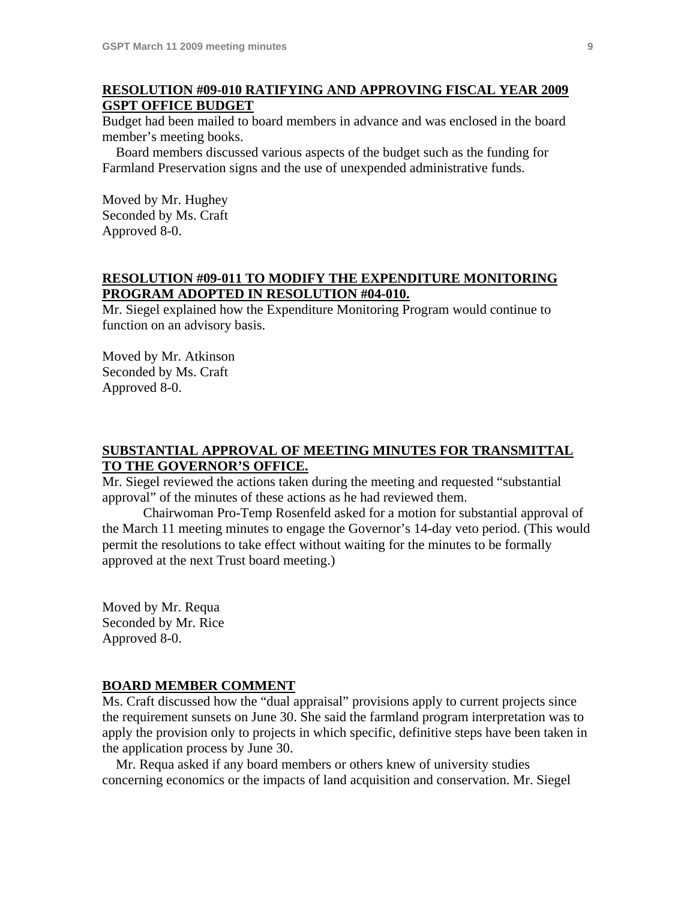## RESOLUTION #09-010 RATIFYING AND APPROVING FISCAL YEAR 2009 GSPT OFFICE BUDGET

Budget had been mailed to board members in advance and was enclosed in the board member's meeting books.

Board members discussed various aspects of the budget such as the funding for Farmland Preservation signs and the use of unexpended administrative funds.

Moved by Mr. Hughey
Seconded by Ms. Craft
Approved 8-0.

## RESOLUTION #09-011 TO MODIFY THE EXPENDITURE MONITORING PROGRAM ADOPTED IN RESOLUTION #04-010.

Mr. Siegel explained how the Expenditure Monitoring Program would continue to function on an advisory basis.

Moved by Mr. Atkinson
Seconded by Ms. Craft
Approved 8-0.

## SUBSTANTIAL APPROVAL OF MEETING MINUTES FOR TRANSMITTAL TO THE GOVERNOR'S OFFICE.

Mr. Siegel reviewed the actions taken during the meeting and requested "substantial approval" of the minutes of these actions as he had reviewed them.

Chairwoman Pro-Temp Rosenfeld asked for a motion for substantial approval of the March 11 meeting minutes to engage the Governor's 14-day veto period. (This would permit the resolutions to take effect without waiting for the minutes to be formally approved at the next Trust board meeting.)

Moved by Mr. Requa
Seconded by Mr. Rice
Approved 8-0.

## BOARD MEMBER COMMENT

Ms. Craft discussed how the "dual appraisal" provisions apply to current projects since the requirement sunsets on June 30. She said the farmland program interpretation was to apply the provision only to projects in which specific, definitive steps have been taken in the application process by June 30.

Mr. Requa asked if any board members or others knew of university studies concerning economics or the impacts of land acquisition and conservation. Mr. Siegel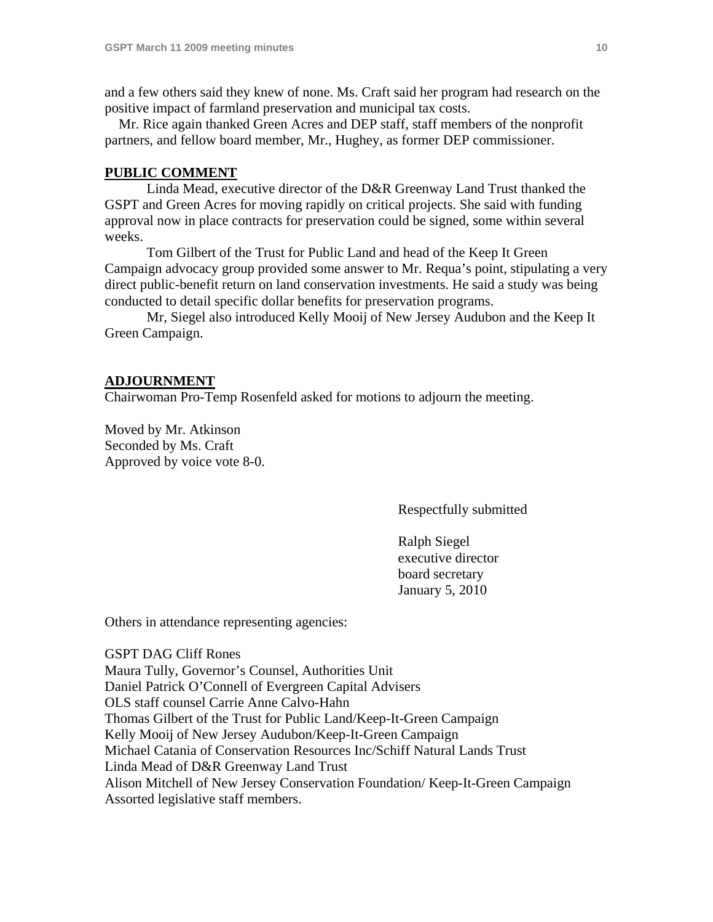and a few others said they knew of none. Ms. Craft said her program had research on the positive impact of farmland preservation and municipal tax costs.

Mr. Rice again thanked Green Acres and DEP staff, staff members of the nonprofit partners, and fellow board member, Mr., Hughey, as former DEP commissioner.

**PUBLIC COMMENT**

Linda Mead, executive director of the D&R Greenway Land Trust thanked the GSPT and Green Acres for moving rapidly on critical projects. She said with funding approval now in place contracts for preservation could be signed, some within several weeks.

Tom Gilbert of the Trust for Public Land and head of the Keep It Green Campaign advocacy group provided some answer to Mr. Requa's point, stipulating a very direct public-benefit return on land conservation investments. He said a study was being conducted to detail specific dollar benefits for preservation programs.

Mr, Siegel also introduced Kelly Mooij of New Jersey Audubon and the Keep It Green Campaign.

**ADJOURNMENT**

Chairwoman Pro-Temp Rosenfeld asked for motions to adjourn the meeting.

Moved by Mr. Atkinson
Seconded by Ms. Craft
Approved by voice vote 8-0.

Respectfully submitted

Ralph Siegel
executive director
board secretary
January 5, 2010

Others in attendance representing agencies:

GSPT DAG Cliff Rones
Maura Tully, Governor's Counsel, Authorities Unit
Daniel Patrick O'Connell of Evergreen Capital Advisers
OLS staff counsel Carrie Anne Calvo-Hahn
Thomas Gilbert of the Trust for Public Land/Keep-It-Green Campaign
Kelly Mooij of New Jersey Audubon/Keep-It-Green Campaign
Michael Catania of Conservation Resources Inc/Schiff Natural Lands Trust
Linda Mead of D&R Greenway Land Trust
Alison Mitchell of New Jersey Conservation Foundation/ Keep-It-Green Campaign
Assorted legislative staff members.